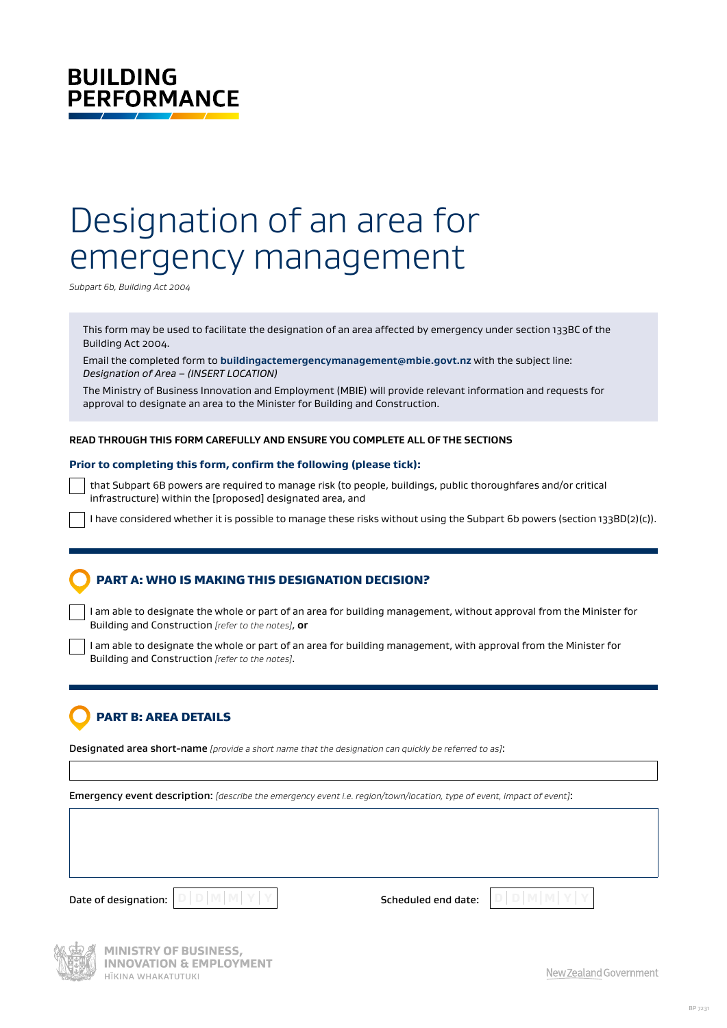BUILDING PERFORMANCE

# Designation of an area for emergency management

*Subpart 6b, Building Act 2004*

This form may be used to facilitate the designation of an area affected by emergency under section 133BC of the Building Act 2004.

Email the completed form to **buildingactemergencymanagement@mbie.govt.nz** with the subject line: *Designation of Area – (INSERT LOCATION)*

The Ministry of Business Innovation and Employment (MBIE) will provide relevant information and requests for approval to designate an area to the Minister for Building and Construction.

**READ THROUGH THIS FORM CAREFULLY AND ENSURE YOU COMPLETE ALL OF THE SECTIONS**

**Prior to completing this form, confirm the following (please tick):**

- [ ] that Subpart 6B powers are required to manage risk (to people, buildings, public thoroughfares and/or critical infrastructure) within the [proposed] designated area, and
- [ ] I have considered whether it is possible to manage these risks without using the Subpart 6b powers (section 133BD(2)(c)).

## PART A: WHO IS MAKING THIS DESIGNATION DECISION?

- [ ] I am able to designate the whole or part of an area for building management, without approval from the Minister for Building and Construction *[refer to the notes]*, **or**
- [ ] I am able to designate the whole or part of an area for building management, with approval from the Minister for Building and Construction *[refer to the notes]*.

## PART B: AREA DETAILS

Designated area short-name *[provide a short name that the designation can quickly be referred to as]*:

Emergency event description: *[describe the emergency event i.e. region/town/location, type of event, impact of event]*:

Date of designation: D D M M Y Y

Scheduled end date: D D M M Y Y

MINISTRY OF BUSINESS, INNOVATION & EMPLOYMENT
HĪKINA WHAKATUTUKI

New Zealand Government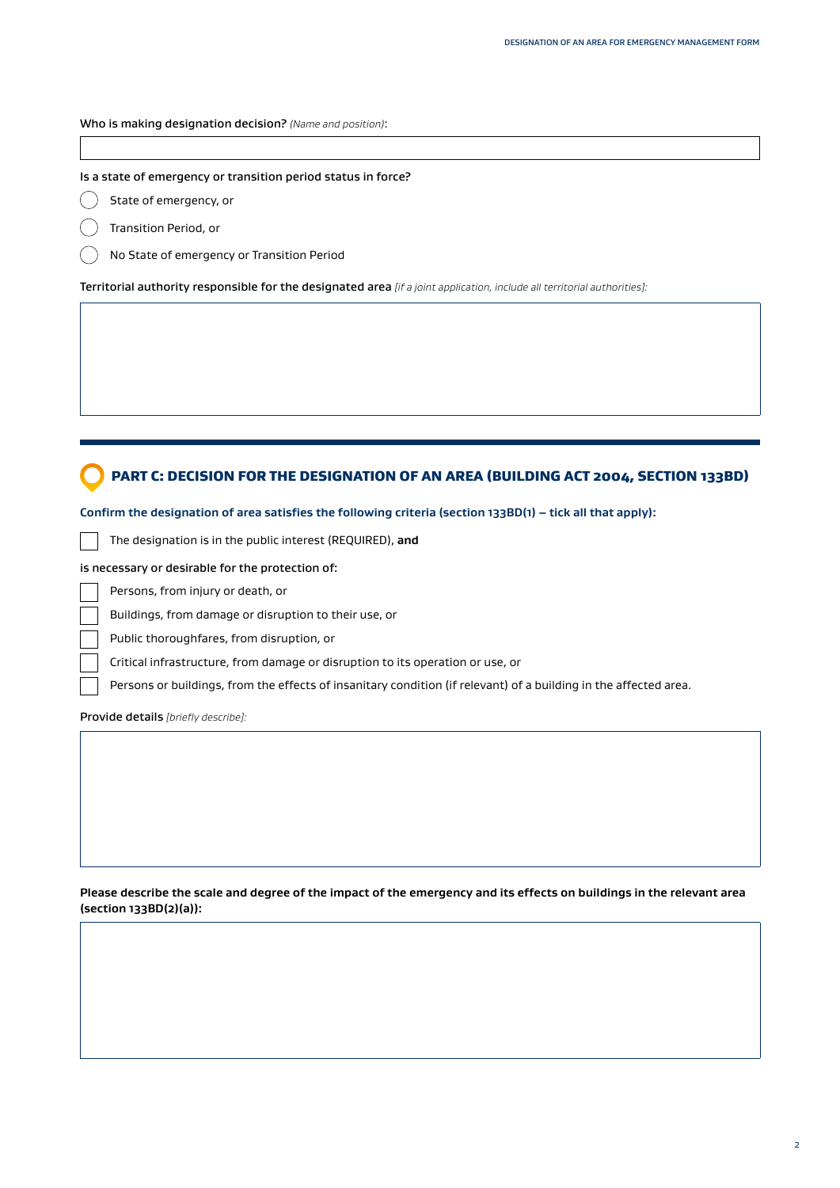Who is making designation decision? *(Name and position)*:

Is a state of emergency or transition period status in force?

- ○ State of emergency, or
- ○ Transition Period, or
- ○ No State of emergency or Transition Period

Territorial authority responsible for the designated area *[if a joint application, include all territorial authorities]:*

## PART C: DECISION FOR THE DESIGNATION OF AN AREA (BUILDING ACT 2004, SECTION 133BD)

**Confirm the designation of area satisfies the following criteria (section 133BD(1) – tick all that apply):**

- ☐ The designation is in the public interest (REQUIRED), **and**

is necessary or desirable for the protection of:

- ☐ Persons, from injury or death, or
- ☐ Buildings, from damage or disruption to their use, or
- ☐ Public thoroughfares, from disruption, or
- ☐ Critical infrastructure, from damage or disruption to its operation or use, or
- ☐ Persons or buildings, from the effects of insanitary condition (if relevant) of a building in the affected area.

Provide details *[briefly describe]:*

**Please describe the scale and degree of the impact of the emergency and its effects on buildings in the relevant area (section 133BD(2)(a)):**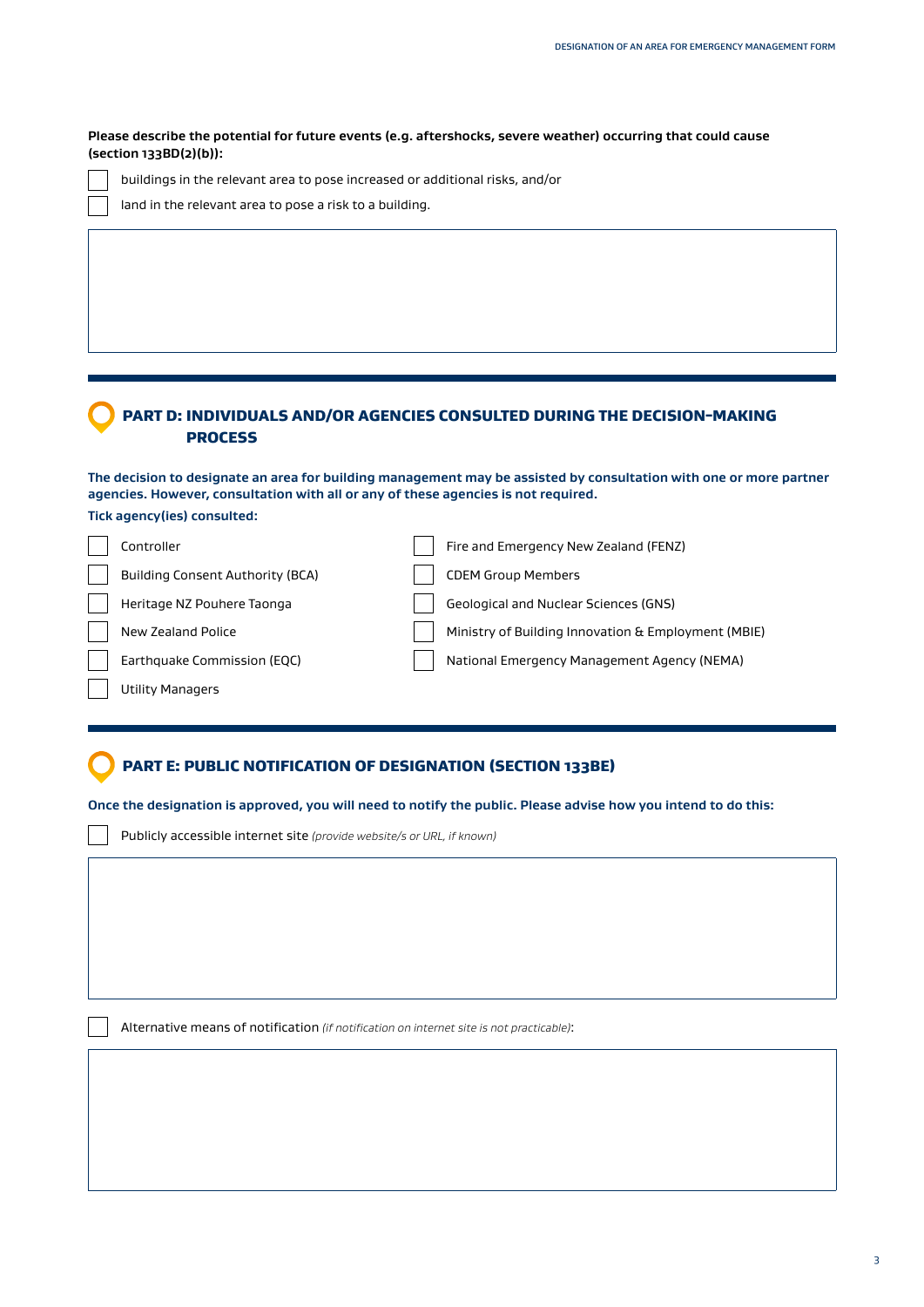**Please describe the potential for future events (e.g. aftershocks, severe weather) occurring that could cause (section 133BD(2)(b)):**

- ☐ buildings in the relevant area to pose increased or additional risks, and/or
- ☐ land in the relevant area to pose a risk to a building.

## PART D: INDIVIDUALS AND/OR AGENCIES CONSULTED DURING THE DECISION-MAKING PROCESS

**The decision to designate an area for building management may be assisted by consultation with one or more partner agencies. However, consultation with all or any of these agencies is not required.**

**Tick agency(ies) consulted:**

- ☐ Controller
- ☐ Building Consent Authority (BCA)
- ☐ Heritage NZ Pouhere Taonga
- ☐ New Zealand Police
- ☐ Earthquake Commission (EQC)
- ☐ Utility Managers
- ☐ Fire and Emergency New Zealand (FENZ)
- ☐ CDEM Group Members
- ☐ Geological and Nuclear Sciences (GNS)
- ☐ Ministry of Building Innovation & Employment (MBIE)
- ☐ National Emergency Management Agency (NEMA)

## PART E: PUBLIC NOTIFICATION OF DESIGNATION (SECTION 133BE)

**Once the designation is approved, you will need to notify the public. Please advise how you intend to do this:**

- ☐ Publicly accessible internet site *(provide website/s or URL, if known)*

- ☐ Alternative means of notification *(if notification on internet site is not practicable)*: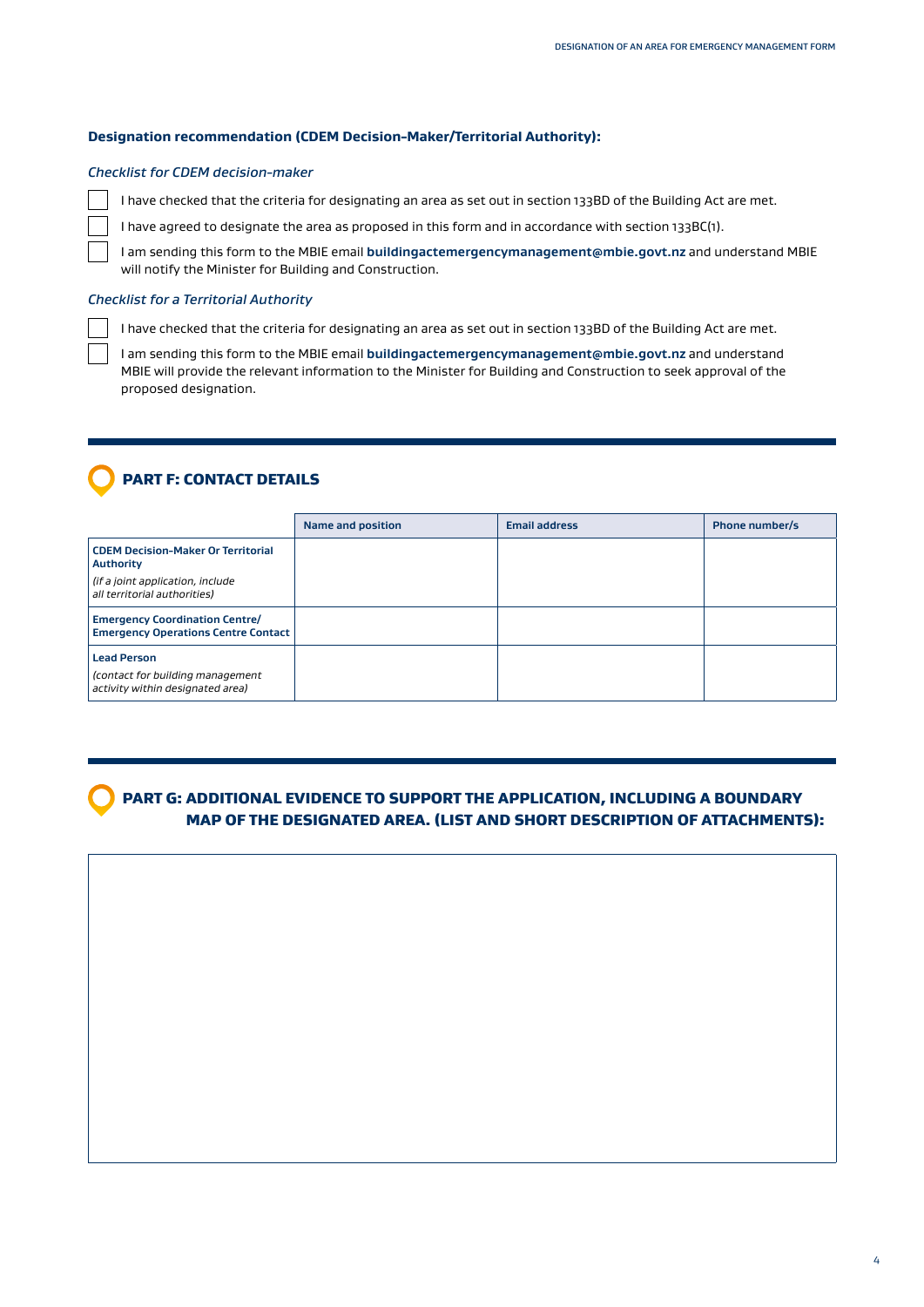**Designation recommendation (CDEM Decision-Maker/Territorial Authority):**

*Checklist for CDEM decision-maker*

- ☐ I have checked that the criteria for designating an area as set out in section 133BD of the Building Act are met.
- ☐ I have agreed to designate the area as proposed in this form and in accordance with section 133BC(1).
- ☐ I am sending this form to the MBIE email **buildingactemergencymanagement@mbie.govt.nz** and understand MBIE will notify the Minister for Building and Construction.

*Checklist for a Territorial Authority*

- ☐ I have checked that the criteria for designating an area as set out in section 133BD of the Building Act are met.
- ☐ I am sending this form to the MBIE email **buildingactemergencymanagement@mbie.govt.nz** and understand MBIE will provide the relevant information to the Minister for Building and Construction to seek approval of the proposed designation.

## PART F: CONTACT DETAILS

| | Name and position | Email address | Phone number/s |
|---|---|---|---|
| **CDEM Decision-Maker Or Territorial Authority** *(if a joint application, include all territorial authorities)* | | | |
| **Emergency Coordination Centre/ Emergency Operations Centre Contact** | | | |
| **Lead Person** *(contact for building management activity within designated area)* | | | |

## PART G: ADDITIONAL EVIDENCE TO SUPPORT THE APPLICATION, INCLUDING A BOUNDARY MAP OF THE DESIGNATED AREA. (LIST AND SHORT DESCRIPTION OF ATTACHMENTS):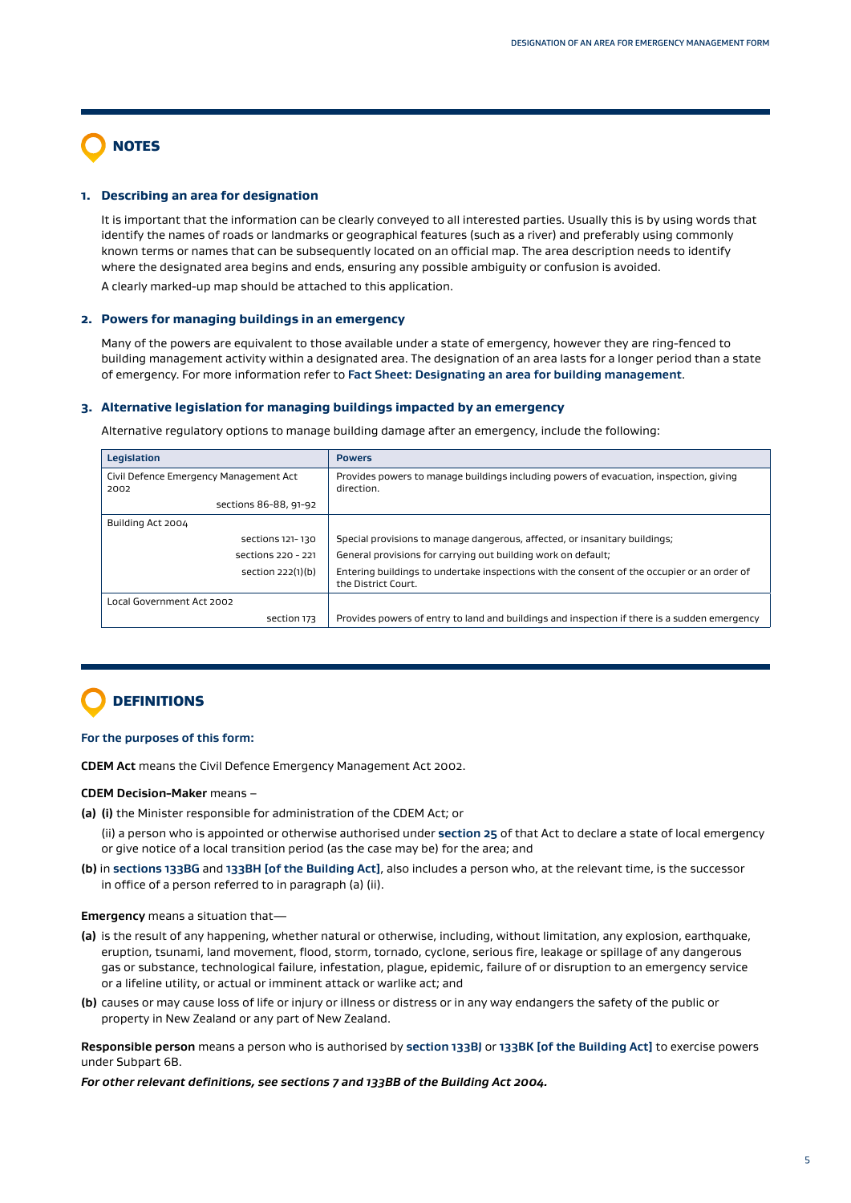## NOTES

### 1. Describing an area for designation

It is important that the information can be clearly conveyed to all interested parties. Usually this is by using words that identify the names of roads or landmarks or geographical features (such as a river) and preferably using commonly known terms or names that can be subsequently located on an official map. The area description needs to identify where the designated area begins and ends, ensuring any possible ambiguity or confusion is avoided.

A clearly marked-up map should be attached to this application.

### 2. Powers for managing buildings in an emergency

Many of the powers are equivalent to those available under a state of emergency, however they are ring-fenced to building management activity within a designated area. The designation of an area lasts for a longer period than a state of emergency. For more information refer to **Fact Sheet: Designating an area for building management**.

### 3. Alternative legislation for managing buildings impacted by an emergency

Alternative regulatory options to manage building damage after an emergency, include the following:

| Legislation | Powers |
|---|---|
| Civil Defence Emergency Management Act 2002 | Provides powers to manage buildings including powers of evacuation, inspection, giving direction. |
| sections 86-88, 91-92 | |
| Building Act 2004 | |
| sections 121- 130 | Special provisions to manage dangerous, affected, or insanitary buildings; |
| sections 220 - 221 | General provisions for carrying out building work on default; |
| section 222(1)(b) | Entering buildings to undertake inspections with the consent of the occupier or an order of the District Court. |
| Local Government Act 2002 | |
| section 173 | Provides powers of entry to land and buildings and inspection if there is a sudden emergency |

## DEFINITIONS

**For the purposes of this form:**

**CDEM Act** means the Civil Defence Emergency Management Act 2002.

**CDEM Decision-Maker** means –

**(a)** **(i)** the Minister responsible for administration of the CDEM Act; or

(ii) a person who is appointed or otherwise authorised under **section 25** of that Act to declare a state of local emergency or give notice of a local transition period (as the case may be) for the area; and

**(b)** in **sections 133BG** and **133BH [of the Building Act]**, also includes a person who, at the relevant time, is the successor in office of a person referred to in paragraph (a) (ii).

**Emergency** means a situation that—

**(a)** is the result of any happening, whether natural or otherwise, including, without limitation, any explosion, earthquake, eruption, tsunami, land movement, flood, storm, tornado, cyclone, serious fire, leakage or spillage of any dangerous gas or substance, technological failure, infestation, plague, epidemic, failure of or disruption to an emergency service or a lifeline utility, or actual or imminent attack or warlike act; and

**(b)** causes or may cause loss of life or injury or illness or distress or in any way endangers the safety of the public or property in New Zealand or any part of New Zealand.

**Responsible person** means a person who is authorised by **section 133BJ** or **133BK [of the Building Act]** to exercise powers under Subpart 6B.

***For other relevant definitions, see sections 7 and 133BB of the Building Act 2004.***